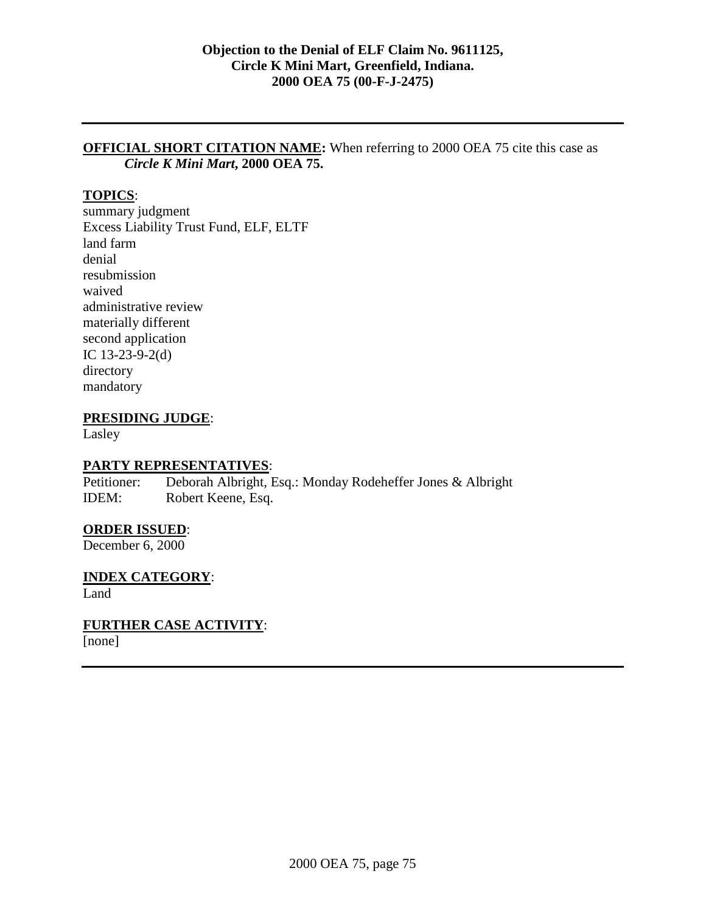**Objection to the Denial of ELF Claim No. 9611125, Circle K Mini Mart, Greenfield, Indiana. 2000 OEA 75 (00-F-J-2475)**

---

**OFFICIAL SHORT CITATION NAME:** When referring to 2000 OEA 75 cite this case as ***Circle K Mini Mart*, 2000 OEA 75.**

**TOPICS**:

summary judgment
Excess Liability Trust Fund, ELF, ELTF
land farm
denial
resubmission
waived
administrative review
materially different
second application
IC 13-23-9-2(d)
directory
mandatory

**PRESIDING JUDGE**:

Lasley

**PARTY REPRESENTATIVES**:

Petitioner: Deborah Albright, Esq.: Monday Rodeheffer Jones & Albright
IDEM: Robert Keene, Esq.

**ORDER ISSUED**:

December 6, 2000

**INDEX CATEGORY**:

Land

**FURTHER CASE ACTIVITY**:

[none]

---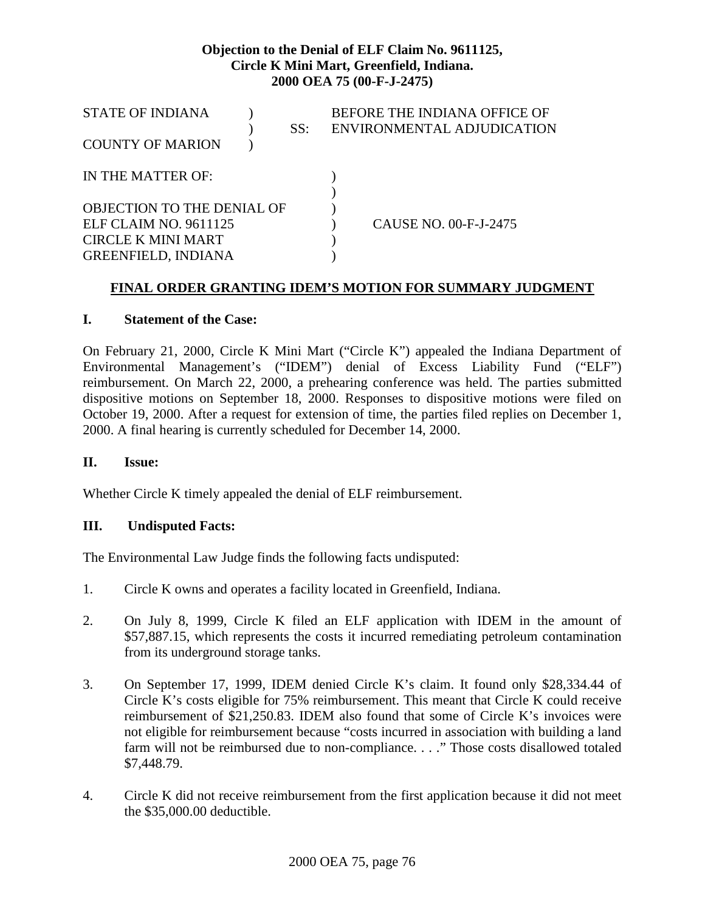**Objection to the Denial of ELF Claim No. 9611125, Circle K Mini Mart, Greenfield, Indiana. 2000 OEA 75 (00-F-J-2475)**

| STATE OF INDIANA | ) | | BEFORE THE INDIANA OFFICE OF |
|---|---|---|---|
| | ) | SS: | ENVIRONMENTAL ADJUDICATION |
| COUNTY OF MARION | ) | | |

| | | |
|---|---|---|
| IN THE MATTER OF: | ) | |
| | ) | |
| OBJECTION TO THE DENIAL OF | ) | |
| ELF CLAIM NO. 9611125 | ) | CAUSE NO. 00-F-J-2475 |
| CIRCLE K MINI MART | ) | |
| GREENFIELD, INDIANA | ) | |

## FINAL ORDER GRANTING IDEM'S MOTION FOR SUMMARY JUDGMENT

### I. Statement of the Case:

On February 21, 2000, Circle K Mini Mart ("Circle K") appealed the Indiana Department of Environmental Management's ("IDEM") denial of Excess Liability Fund ("ELF") reimbursement. On March 22, 2000, a prehearing conference was held. The parties submitted dispositive motions on September 18, 2000. Responses to dispositive motions were filed on October 19, 2000. After a request for extension of time, the parties filed replies on December 1, 2000. A final hearing is currently scheduled for December 14, 2000.

### II. Issue:

Whether Circle K timely appealed the denial of ELF reimbursement.

### III. Undisputed Facts:

The Environmental Law Judge finds the following facts undisputed:

1. Circle K owns and operates a facility located in Greenfield, Indiana.

2. On July 8, 1999, Circle K filed an ELF application with IDEM in the amount of \$57,887.15, which represents the costs it incurred remediating petroleum contamination from its underground storage tanks.

3. On September 17, 1999, IDEM denied Circle K's claim. It found only \$28,334.44 of Circle K's costs eligible for 75% reimbursement. This meant that Circle K could receive reimbursement of \$21,250.83. IDEM also found that some of Circle K's invoices were not eligible for reimbursement because "costs incurred in association with building a land farm will not be reimbursed due to non-compliance. . . ." Those costs disallowed totaled \$7,448.79.

4. Circle K did not receive reimbursement from the first application because it did not meet the \$35,000.00 deductible.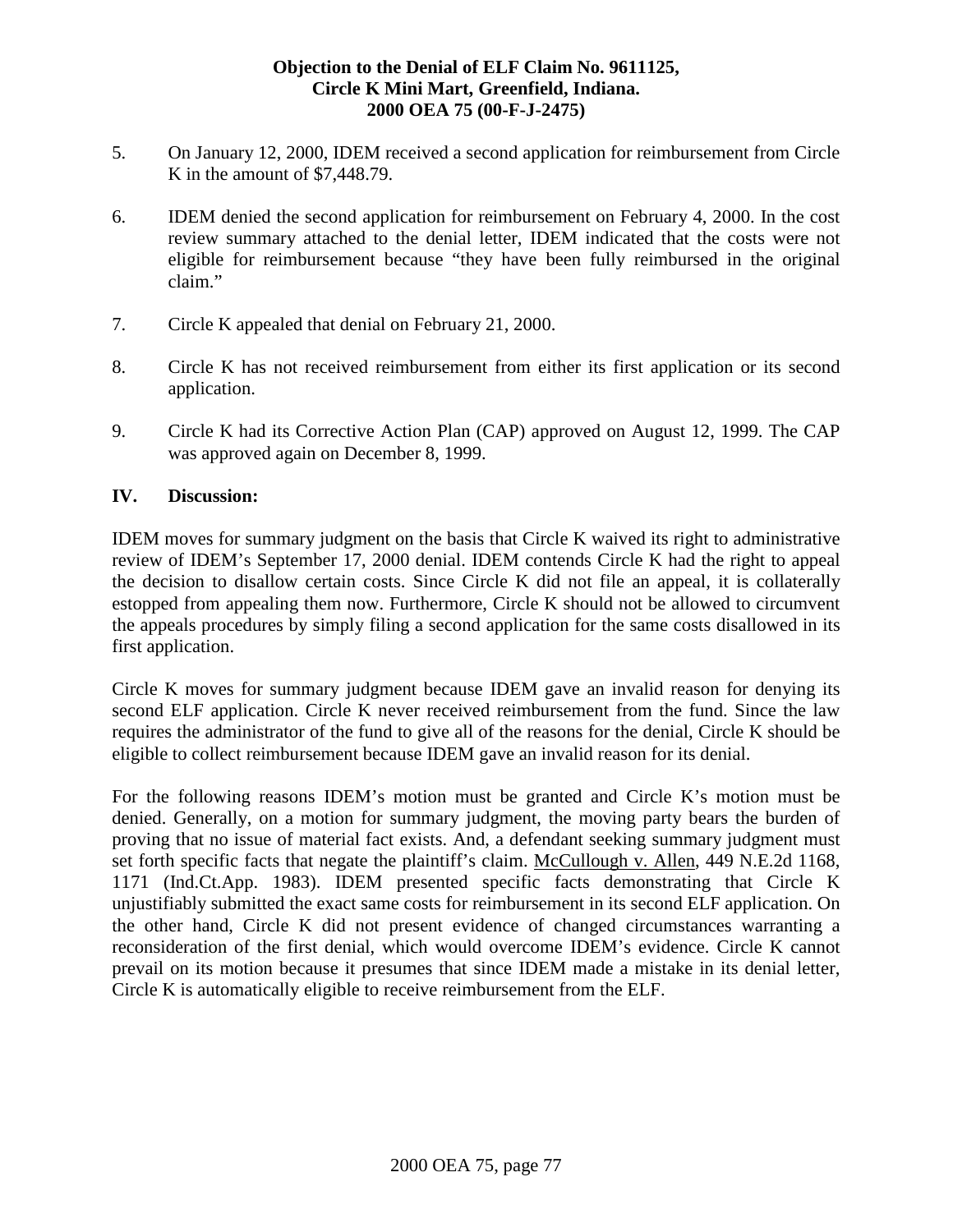5. On January 12, 2000, IDEM received a second application for reimbursement from Circle K in the amount of $7,448.79.

6. IDEM denied the second application for reimbursement on February 4, 2000. In the cost review summary attached to the denial letter, IDEM indicated that the costs were not eligible for reimbursement because "they have been fully reimbursed in the original claim."

7. Circle K appealed that denial on February 21, 2000.

8. Circle K has not received reimbursement from either its first application or its second application.

9. Circle K had its Corrective Action Plan (CAP) approved on August 12, 1999. The CAP was approved again on December 8, 1999.

## IV. Discussion:

IDEM moves for summary judgment on the basis that Circle K waived its right to administrative review of IDEM's September 17, 2000 denial. IDEM contends Circle K had the right to appeal the decision to disallow certain costs. Since Circle K did not file an appeal, it is collaterally estopped from appealing them now. Furthermore, Circle K should not be allowed to circumvent the appeals procedures by simply filing a second application for the same costs disallowed in its first application.

Circle K moves for summary judgment because IDEM gave an invalid reason for denying its second ELF application. Circle K never received reimbursement from the fund. Since the law requires the administrator of the fund to give all of the reasons for the denial, Circle K should be eligible to collect reimbursement because IDEM gave an invalid reason for its denial.

For the following reasons IDEM's motion must be granted and Circle K's motion must be denied. Generally, on a motion for summary judgment, the moving party bears the burden of proving that no issue of material fact exists. And, a defendant seeking summary judgment must set forth specific facts that negate the plaintiff's claim. McCullough v. Allen, 449 N.E.2d 1168, 1171 (Ind.Ct.App. 1983). IDEM presented specific facts demonstrating that Circle K unjustifiably submitted the exact same costs for reimbursement in its second ELF application. On the other hand, Circle K did not present evidence of changed circumstances warranting a reconsideration of the first denial, which would overcome IDEM's evidence. Circle K cannot prevail on its motion because it presumes that since IDEM made a mistake in its denial letter, Circle K is automatically eligible to receive reimbursement from the ELF.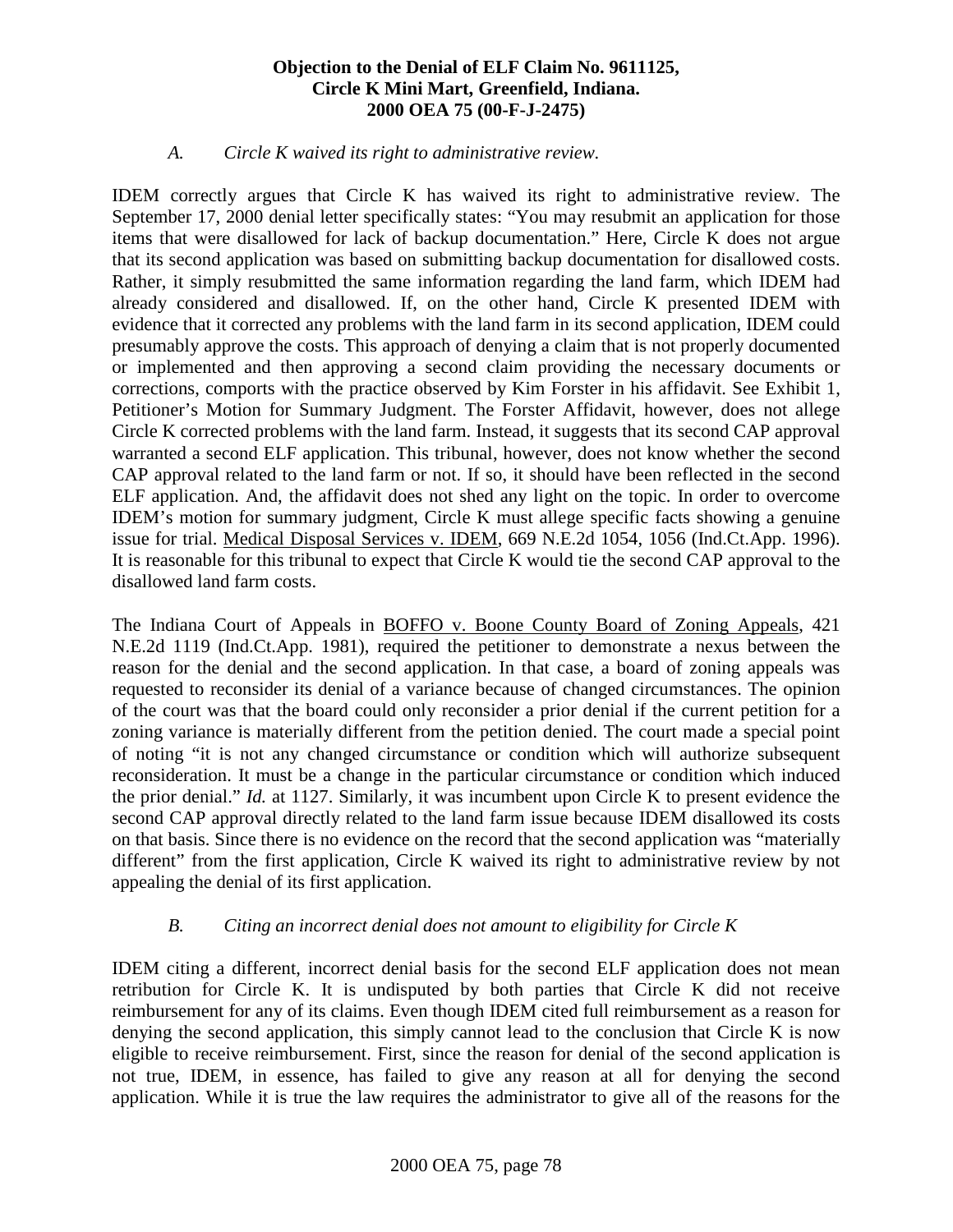*A. Circle K waived its right to administrative review.*

IDEM correctly argues that Circle K has waived its right to administrative review. The September 17, 2000 denial letter specifically states: "You may resubmit an application for those items that were disallowed for lack of backup documentation." Here, Circle K does not argue that its second application was based on submitting backup documentation for disallowed costs. Rather, it simply resubmitted the same information regarding the land farm, which IDEM had already considered and disallowed. If, on the other hand, Circle K presented IDEM with evidence that it corrected any problems with the land farm in its second application, IDEM could presumably approve the costs. This approach of denying a claim that is not properly documented or implemented and then approving a second claim providing the necessary documents or corrections, comports with the practice observed by Kim Forster in his affidavit. See Exhibit 1, Petitioner's Motion for Summary Judgment. The Forster Affidavit, however, does not allege Circle K corrected problems with the land farm. Instead, it suggests that its second CAP approval warranted a second ELF application. This tribunal, however, does not know whether the second CAP approval related to the land farm or not. If so, it should have been reflected in the second ELF application. And, the affidavit does not shed any light on the topic. In order to overcome IDEM's motion for summary judgment, Circle K must allege specific facts showing a genuine issue for trial. Medical Disposal Services v. IDEM, 669 N.E.2d 1054, 1056 (Ind.Ct.App. 1996). It is reasonable for this tribunal to expect that Circle K would tie the second CAP approval to the disallowed land farm costs.

The Indiana Court of Appeals in BOFFO v. Boone County Board of Zoning Appeals, 421 N.E.2d 1119 (Ind.Ct.App. 1981), required the petitioner to demonstrate a nexus between the reason for the denial and the second application. In that case, a board of zoning appeals was requested to reconsider its denial of a variance because of changed circumstances. The opinion of the court was that the board could only reconsider a prior denial if the current petition for a zoning variance is materially different from the petition denied. The court made a special point of noting "it is not any changed circumstance or condition which will authorize subsequent reconsideration. It must be a change in the particular circumstance or condition which induced the prior denial." *Id.* at 1127. Similarly, it was incumbent upon Circle K to present evidence the second CAP approval directly related to the land farm issue because IDEM disallowed its costs on that basis. Since there is no evidence on the record that the second application was "materially different" from the first application, Circle K waived its right to administrative review by not appealing the denial of its first application.

*B. Citing an incorrect denial does not amount to eligibility for Circle K*

IDEM citing a different, incorrect denial basis for the second ELF application does not mean retribution for Circle K. It is undisputed by both parties that Circle K did not receive reimbursement for any of its claims. Even though IDEM cited full reimbursement as a reason for denying the second application, this simply cannot lead to the conclusion that Circle K is now eligible to receive reimbursement. First, since the reason for denial of the second application is not true, IDEM, in essence, has failed to give any reason at all for denying the second application. While it is true the law requires the administrator to give all of the reasons for the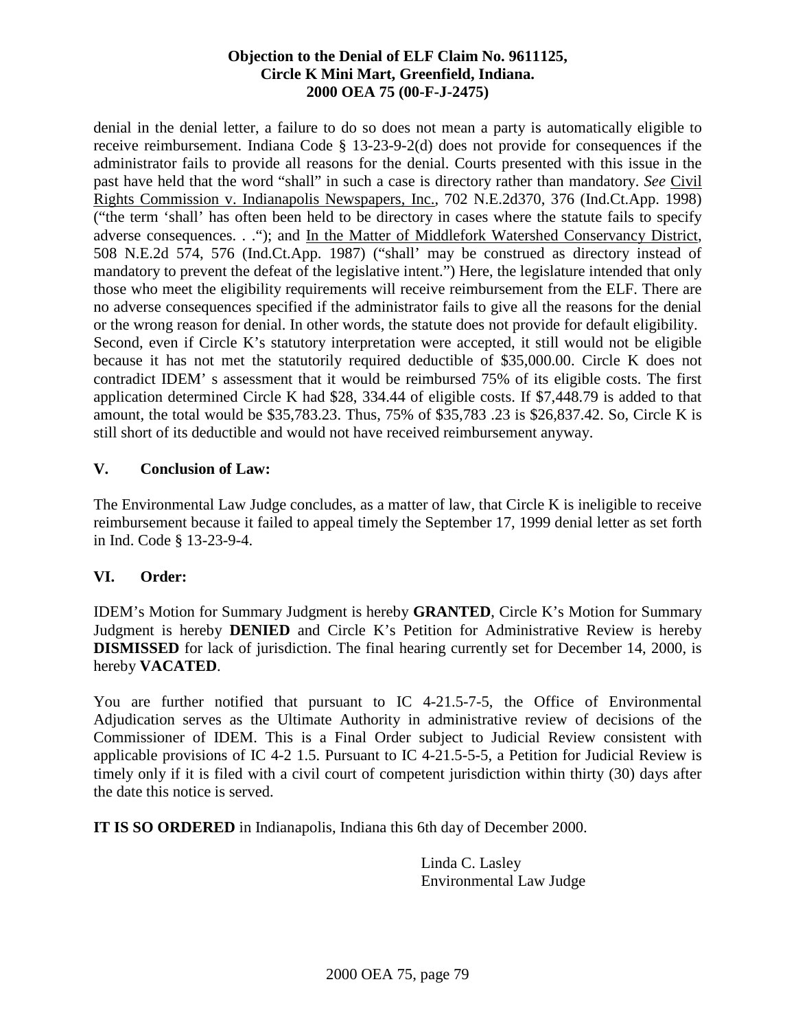denial in the denial letter, a failure to do so does not mean a party is automatically eligible to receive reimbursement. Indiana Code § 13-23-9-2(d) does not provide for consequences if the administrator fails to provide all reasons for the denial. Courts presented with this issue in the past have held that the word "shall" in such a case is directory rather than mandatory. *See* Civil Rights Commission v. Indianapolis Newspapers, Inc., 702 N.E.2d370, 376 (Ind.Ct.App. 1998) ("the term 'shall' has often been held to be directory in cases where the statute fails to specify adverse consequences. . ."); and In the Matter of Middlefork Watershed Conservancy District, 508 N.E.2d 574, 576 (Ind.Ct.App. 1987) ("shall' may be construed as directory instead of mandatory to prevent the defeat of the legislative intent.") Here, the legislature intended that only those who meet the eligibility requirements will receive reimbursement from the ELF. There are no adverse consequences specified if the administrator fails to give all the reasons for the denial or the wrong reason for denial. In other words, the statute does not provide for default eligibility. Second, even if Circle K's statutory interpretation were accepted, it still would not be eligible because it has not met the statutorily required deductible of $35,000.00. Circle K does not contradict IDEM' s assessment that it would be reimbursed 75% of its eligible costs. The first application determined Circle K had $28, 334.44 of eligible costs. If $7,448.79 is added to that amount, the total would be $35,783.23. Thus, 75% of $35,783 .23 is $26,837.42. So, Circle K is still short of its deductible and would not have received reimbursement anyway.

## V. Conclusion of Law:

The Environmental Law Judge concludes, as a matter of law, that Circle K is ineligible to receive reimbursement because it failed to appeal timely the September 17, 1999 denial letter as set forth in Ind. Code § 13-23-9-4.

## VI. Order:

IDEM's Motion for Summary Judgment is hereby **GRANTED**, Circle K's Motion for Summary Judgment is hereby **DENIED** and Circle K's Petition for Administrative Review is hereby **DISMISSED** for lack of jurisdiction. The final hearing currently set for December 14, 2000, is hereby **VACATED**.

You are further notified that pursuant to IC 4-21.5-7-5, the Office of Environmental Adjudication serves as the Ultimate Authority in administrative review of decisions of the Commissioner of IDEM. This is a Final Order subject to Judicial Review consistent with applicable provisions of IC 4-2 1.5. Pursuant to IC 4-21.5-5-5, a Petition for Judicial Review is timely only if it is filed with a civil court of competent jurisdiction within thirty (30) days after the date this notice is served.

**IT IS SO ORDERED** in Indianapolis, Indiana this 6th day of December 2000.

Linda C. Lasley
Environmental Law Judge